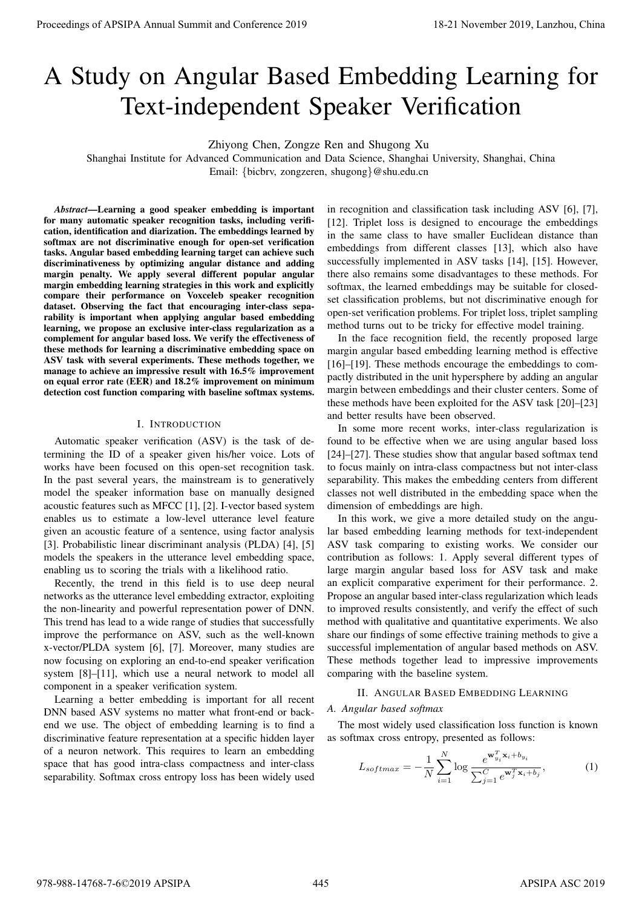# A Study on Angular Based Embedding Learning for Text-independent Speaker Verification

Zhiyong Chen, Zongze Ren and Shugong Xu

Shanghai Institute for Advanced Communication and Data Science, Shanghai University, Shanghai, China

Email: {bicbrv, zongzeren, shugong}@shu.edu.cn

***Abstract*—Learning a good speaker embedding is important for many automatic speaker recognition tasks, including verification, identification and diarization. The embeddings learned by softmax are not discriminative enough for open-set verification tasks. Angular based embedding learning target can achieve such discriminativeness by optimizing angular distance and adding margin penalty. We apply several different popular angular margin embedding learning strategies in this work and explicitly compare their performance on Voxceleb speaker recognition dataset. Observing the fact that encouraging inter-class separability is important when applying angular based embedding learning, we propose an exclusive inter-class regularization as a complement for angular based loss. We verify the effectiveness of these methods for learning a discriminative embedding space on ASV task with several experiments. These methods together, we manage to achieve an impressive result with 16.5% improvement on equal error rate (EER) and 18.2% improvement on minimum detection cost function comparing with baseline softmax systems.**

## I. Introduction

Automatic speaker verification (ASV) is the task of determining the ID of a speaker given his/her voice. Lots of works have been focused on this open-set recognition task. In the past several years, the mainstream is to generatively model the speaker information base on manually designed acoustic features such as MFCC [1], [2]. I-vector based system enables us to estimate a low-level utterance level feature given an acoustic feature of a sentence, using factor analysis [3]. Probabilistic linear discriminant analysis (PLDA) [4], [5] models the speakers in the utterance level embedding space, enabling us to scoring the trials with a likelihood ratio.

Recently, the trend in this field is to use deep neural networks as the utterance level embedding extractor, exploiting the non-linearity and powerful representation power of DNN. This trend has lead to a wide range of studies that successfully improve the performance on ASV, such as the well-known x-vector/PLDA system [6], [7]. Moreover, many studies are now focusing on exploring an end-to-end speaker verification system [8]–[11], which use a neural network to model all component in a speaker verification system.

Learning a better embedding is important for all recent DNN based ASV systems no matter what front-end or back-end we use. The object of embedding learning is to find a discriminative feature representation at a specific hidden layer of a neuron network. This requires to learn an embedding space that has good intra-class compactness and inter-class separability. Softmax cross entropy loss has been widely used in recognition and classification task including ASV [6], [7], [12]. Triplet loss is designed to encourage the embeddings in the same class to have smaller Euclidean distance than embeddings from different classes [13], which also have successfully implemented in ASV tasks [14], [15]. However, there also remains some disadvantages to these methods. For softmax, the learned embeddings may be suitable for closed-set classification problems, but not discriminative enough for open-set verification problems. For triplet loss, triplet sampling method turns out to be tricky for effective model training.

In the face recognition field, the recently proposed large margin angular based embedding learning method is effective [16]–[19]. These methods encourage the embeddings to compactly distributed in the unit hypersphere by adding an angular margin between embeddings and their cluster centers. Some of these methods have been exploited for the ASV task [20]–[23] and better results have been observed.

In some more recent works, inter-class regularization is found to be effective when we are using angular based loss [24]–[27]. These studies show that angular based softmax tend to focus mainly on intra-class compactness but not inter-class separability. This makes the embedding centers from different classes not well distributed in the embedding space when the dimension of embeddings are high.

In this work, we give a more detailed study on the angular based embedding learning methods for text-independent ASV task comparing to existing works. We consider our contribution as follows: 1. Apply several different types of large margin angular based loss for ASV task and make an explicit comparative experiment for their performance. 2. Propose an angular based inter-class regularization which leads to improved results consistently, and verify the effect of such method with qualitative and quantitative experiments. We also share our findings of some effective training methods to give a successful implementation of angular based methods on ASV. These methods together lead to impressive improvements comparing with the baseline system.

## II. Angular Based Embedding Learning

### A. Angular based softmax

The most widely used classification loss function is known as softmax cross entropy, presented as follows:

$$L_{softmax} = -\frac{1}{N}\sum_{i=1}^{N}\log\frac{e^{\mathbf{w}_{y_i}^T\mathbf{x}_i+b_{y_i}}}{\sum_{j=1}^{C}e^{\mathbf{w}_j^T\mathbf{x}_i+b_j}}, \tag{1}$$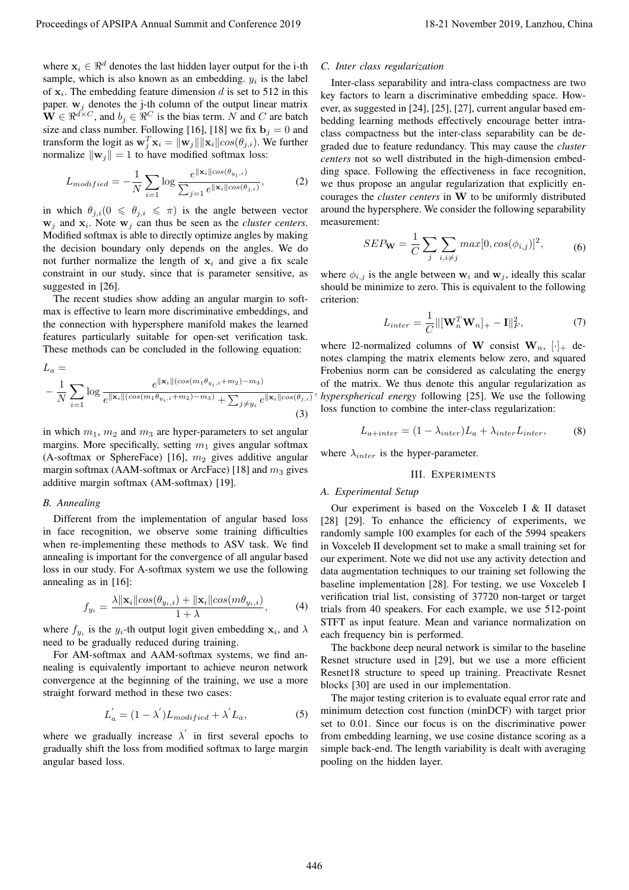where $\mathbf{x}_i \in \Re^d$ denotes the last hidden layer output for the i-th sample, which is also known as an embedding. $y_i$ is the label of $\mathbf{x}_i$. The embedding feature dimension $d$ is set to 512 in this paper. $\mathbf{w}_j$ denotes the j-th column of the output linear matrix $\mathbf{W} \in \Re^{d \times C}$, and $b_j \in \Re^C$ is the bias term. $N$ and $C$ are batch size and class number. Following [16], [18] we fix $\mathbf{b}_j = 0$ and transform the logit as $\mathbf{w}_j^T \mathbf{x}_i = \|\mathbf{w}_j\| \|\mathbf{x}_i\| cos(\theta_{j,i})$. We further normalize $\|\mathbf{w}_j\| = 1$ to have modified softmax loss:

$$L_{modified} = -\frac{1}{N} \sum_{i=1} \log \frac{e^{\|\mathbf{x}_i\| cos(\theta_{y_i,i})}}{\sum_{j=1} e^{\|\mathbf{x}_i\| cos(\theta_{j,i})}}, \tag{2}$$

in which $\theta_{j,i} (0 \leqslant \theta_{j,i} \leqslant \pi)$ is the angle between vector $\mathbf{w}_j$ and $\mathbf{x}_i$. Note $\mathbf{w}_j$ can thus be seen as the *cluster centers*. Modified softmax is able to directly optimize angles by making the decision boundary only depends on the angles. We do not further normalize the length of $\mathbf{x}_i$ and give a fix scale constraint in our study, since that is parameter sensitive, as suggested in [26].

The recent studies show adding an angular margin to softmax is effective to learn more discriminative embeddings, and the connection with hypersphere manifold makes the learned features particularly suitable for open-set verification task. These methods can be concluded in the following equation:

$$L_a = -\frac{1}{N} \sum_{i=1} \log \frac{e^{\|\mathbf{x}_i\| (cos(m_1 \theta_{y_i,i} + m_2) - m_3)}}{e^{\|\mathbf{x}_i\| (cos(m_1 \theta_{y_i,i} + m_2) - m_3)} + \sum_{j \neq y_i} e^{\|\mathbf{x}_i\| cos(\theta_{j,i})}}, \tag{3}$$

in which $m_1$, $m_2$ and $m_3$ are hyper-parameters to set angular margins. More specifically, setting $m_1$ gives angular softmax (A-softmax or SphereFace) [16], $m_2$ gives additive angular margin softmax (AAM-softmax or ArcFace) [18] and $m_3$ gives additive margin softmax (AM-softmax) [19].

### B. Annealing

Different from the implementation of angular based loss in face recognition, we observe some training difficulties when re-implementing these methods to ASV task. We find annealing is important for the convergence of all angular based loss in our study. For A-softmax system we use the following annealing as in [16]:

$$f_{y_i} = \frac{\lambda \|\mathbf{x}_i\| cos(\theta_{y_i,i}) + \|\mathbf{x}_i\| cos(m \theta_{y_i,i})}{1 + \lambda}, \tag{4}$$

where $f_{y_i}$ is the $y_i$-th output logit given embedding $\mathbf{x}_i$, and $\lambda$ need to be gradually reduced during training.

For AM-softmax and AAM-softmax systems, we find annealing is equivalently important to achieve neuron network convergence at the beginning of the training, we use a more straight forward method in these two cases:

$$L_a^{'} = (1 - \lambda^{'}) L_{modified} + \lambda^{'} L_a, \tag{5}$$

where we gradually increase $\lambda^{'}$ in first several epochs to gradually shift the loss from modified softmax to large margin angular based loss.

### C. Inter class regularization

Inter-class separability and intra-class compactness are two key factors to learn a discriminative embedding space. However, as suggested in [24], [25], [27], current angular based embedding learning methods effectively encourage better intra-class compactness but the inter-class separability can be degraded due to feature redundancy. This may cause the *cluster centers* not so well distributed in the high-dimension embedding space. Following the effectiveness in face recognition, we thus propose an angular regularization that explicitly encourages the *cluster centers* in $\mathbf{W}$ to be uniformly distributed around the hypersphere. We consider the following separability measurement:

$$SEP_{\mathbf{W}} = \frac{1}{C} \sum_j \sum_{i, i \neq j} max[0, cos(\phi_{i,j})]^2, \tag{6}$$

where $\phi_{i,j}$ is the angle between $\mathbf{w}_i$ and $\mathbf{w}_j$, ideally this scalar should be minimize to zero. This is equivalent to the following criterion:

$$L_{inter} = \frac{1}{C} \|[\mathbf{W}_n^T \mathbf{W}_n]_+ - \mathbf{I}\|_F^2, \tag{7}$$

where l2-normalized columns of $\mathbf{W}$ consist $\mathbf{W}_n$, $[\cdot]_+$ denotes clamping the matrix elements below zero, and squared Frobenius norm can be considered as calculating the energy of the matrix. We thus denote this angular regularization as *hyperspherical energy* following [25]. We use the following loss function to combine the inter-class regularization:

$$L_{a+inter} = (1 - \lambda_{inter}) L_a + \lambda_{inter} L_{inter}, \tag{8}$$

where $\lambda_{inter}$ is the hyper-parameter.

## III. Experiments

### A. Experimental Setup

Our experiment is based on the Voxceleb I & II dataset [28] [29]. To enhance the efficiency of experiments, we randomly sample 100 examples for each of the 5994 speakers in Voxceleb II development set to make a small training set for our experiment. Note we did not use any activity detection and data augmentation techniques to our training set following the baseline implementation [28]. For testing, we use Voxceleb I verification trial list, consisting of 37720 non-target or target trials from 40 speakers. For each example, we use 512-point STFT as input feature. Mean and variance normalization on each frequency bin is performed.

The backbone deep neural network is similar to the baseline Resnet structure used in [29], but we use a more efficient Resnet18 structure to speed up training. Preactivate Resnet blocks [30] are used in our implementation.

The major testing criterion is to evaluate equal error rate and minimum detection cost function (minDCF) with target prior set to 0.01. Since our focus is on the discriminative power from embedding learning, we use cosine distance scoring as a simple back-end. The length variability is dealt with averaging pooling on the hidden layer.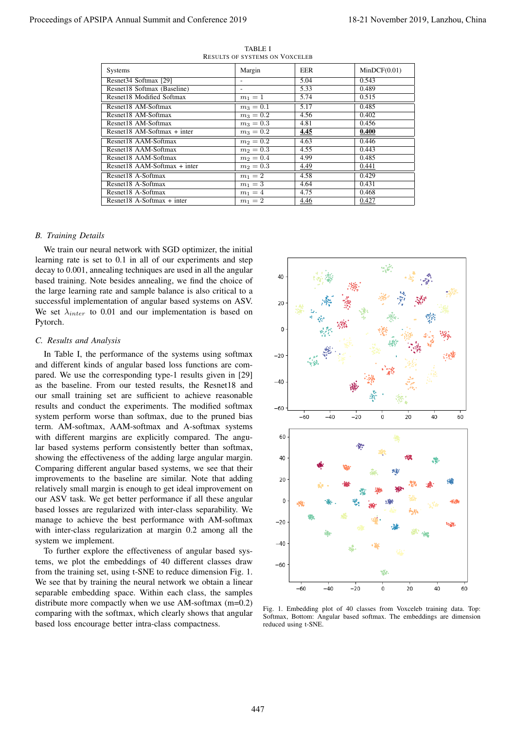TABLE I
RESULTS OF SYSTEMS ON VOXCELEB

| Systems | Margin | EER | MinDCF(0.01) |
|---|---|---|---|
| Resnet34 Softmax [29] | - | 5.04 | 0.543 |
| Resnet18 Softmax (Baseline) | - | 5.33 | 0.489 |
| Resnet18 Modified Softmax | $m_1 = 1$ | 5.74 | 0.515 |
| Resnet18 AM-Softmax | $m_3 = 0.1$ | 5.17 | 0.485 |
| Resnet18 AM-Softmax | $m_3 = 0.2$ | 4.56 | 0.402 |
| Resnet18 AM-Softmax | $m_3 = 0.3$ | 4.81 | 0.456 |
| Resnet18 AM-Softmax + inter | $m_3 = 0.2$ | **4.45** | **0.400** |
| Resnet18 AAM-Softmax | $m_2 = 0.2$ | 4.63 | 0.446 |
| Resnet18 AAM-Softmax | $m_2 = 0.3$ | 4.55 | 0.443 |
| Resnet18 AAM-Softmax | $m_2 = 0.4$ | 4.99 | 0.485 |
| Resnet18 AAM-Softmax + inter | $m_2 = 0.3$ | 4.49 | 0.441 |
| Resnet18 A-Softmax | $m_1 = 2$ | 4.58 | 0.429 |
| Resnet18 A-Softmax | $m_1 = 3$ | 4.64 | 0.431 |
| Resnet18 A-Softmax | $m_1 = 4$ | 4.75 | 0.468 |
| Resnet18 A-Softmax + inter | $m_1 = 2$ | 4.46 | 0.427 |

### B. Training Details

We train our neural network with SGD optimizer, the initial learning rate is set to 0.1 in all of our experiments and step decay to 0.001, annealing techniques are used in all the angular based training. Note besides annealing, we find the choice of the large learning rate and sample balance is also critical to a successful implementation of angular based systems on ASV. We set $\lambda_{inter}$ to 0.01 and our implementation is based on Pytorch.

### C. Results and Analysis

In Table I, the performance of the systems using softmax and different kinds of angular based loss functions are compared. We use the corresponding type-1 results given in [29] as the baseline. From our tested results, the Resnet18 and our small training set are sufficient to achieve reasonable results and conduct the experiments. The modified softmax system perform worse than softmax, due to the pruned bias term. AM-softmax, AAM-softmax and A-softmax systems with different margins are explicitly compared. The angular based systems perform consistently better than softmax, showing the effectiveness of the adding large angular margin. Comparing different angular based systems, we see that their improvements to the baseline are similar. Note that adding relatively small margin is enough to get ideal improvement on our ASV task. We get better performance if all these angular based losses are regularized with inter-class separability. We manage to achieve the best performance with AM-softmax with inter-class regularization at margin 0.2 among all the system we implement.

To further explore the effectiveness of angular based systems, we plot the embeddings of 40 different classes draw from the training set, using t-SNE to reduce dimension Fig. 1. We see that by training the neural network we obtain a linear separable embedding space. Within each class, the samples distribute more compactly when we use AM-softmax (m=0.2) comparing with the softmax, which clearly shows that angular based loss encourage better intra-class compactness.

Fig. 1. Embedding plot of 40 classes from Voxceleb training data. Top: Softmax, Bottom: Angular based softmax. The embeddings are dimension reduced using t-SNE.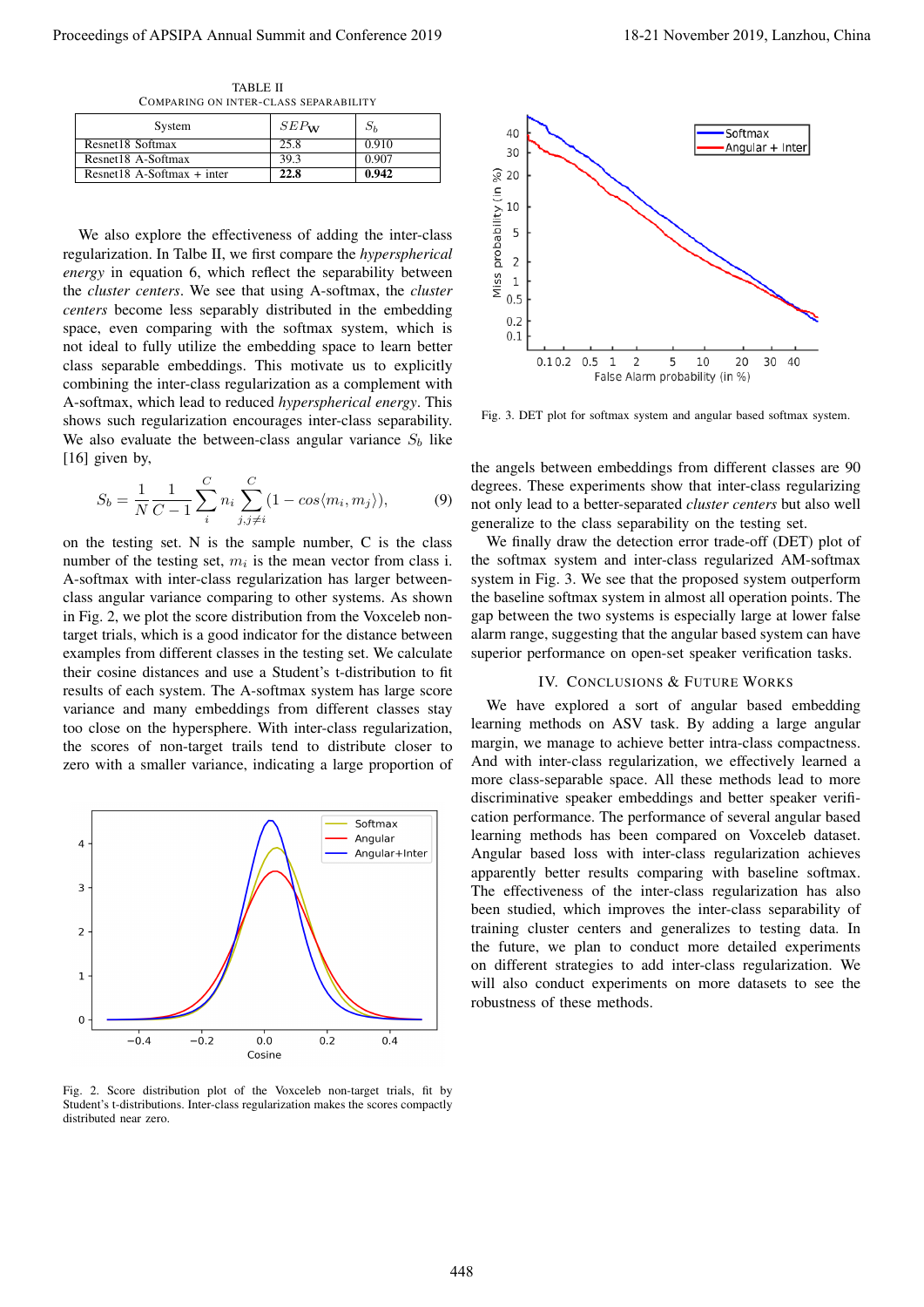TABLE II
COMPARING ON INTER-CLASS SEPARABILITY

| System | $SEP_{\mathbf{W}}$ | $S_b$ |
|---|---|---|
| Resnet18 Softmax | 25.8 | 0.910 |
| Resnet18 A-Softmax | 39.3 | 0.907 |
| Resnet18 A-Softmax + inter | **22.8** | **0.942** |

We also explore the effectiveness of adding the inter-class regularization. In Talbe II, we first compare the *hyperspherical energy* in equation 6, which reflect the separability between the *cluster centers*. We see that using A-softmax, the *cluster centers* become less separably distributed in the embedding space, even comparing with the softmax system, which is not ideal to fully utilize the embedding space to learn better class separable embeddings. This motivate us to explicitly combining the inter-class regularization as a complement with A-softmax, which lead to reduced *hyperspherical energy*. This shows such regularization encourages inter-class separability. We also evaluate the between-class angular variance $S_b$ like [16] given by,

$$S_b = \frac{1}{N}\frac{1}{C-1}\sum_{i}^{C} n_i \sum_{j,j\neq i}^{C}(1 - cos\langle m_i, m_j\rangle), \tag{9}$$

on the testing set. N is the sample number, C is the class number of the testing set, $m_i$ is the mean vector from class i. A-softmax with inter-class regularization has larger between-class angular variance comparing to other systems. As shown in Fig. 2, we plot the score distribution from the Voxceleb non-target trials, which is a good indicator for the distance between examples from different classes in the testing set. We calculate their cosine distances and use a Student's t-distribution to fit results of each system. The A-softmax system has large score variance and many embeddings from different classes stay too close on the hypersphere. With inter-class regularization, the scores of non-target trails tend to distribute closer to zero with a smaller variance, indicating a large proportion of the angels between embeddings from different classes are 90 degrees. These experiments show that inter-class regularizing not only lead to a better-separated *cluster centers* but also well generalize to the class separability on the testing set.

Fig. 2. Score distribution plot of the Voxceleb non-target trials, fit by Student's t-distributions. Inter-class regularization makes the scores compactly distributed near zero.

We finally draw the detection error trade-off (DET) plot of the softmax system and inter-class regularized AM-softmax system in Fig. 3. We see that the proposed system outperform the baseline softmax system in almost all operation points. The gap between the two systems is especially large at lower false alarm range, suggesting that the angular based system can have superior performance on open-set speaker verification tasks.

Fig. 3. DET plot for softmax system and angular based softmax system.

## IV. CONCLUSIONS & FUTURE WORKS

We have explored a sort of angular based embedding learning methods on ASV task. By adding a large angular margin, we manage to achieve better intra-class compactness. And with inter-class regularization, we effectively learned a more class-separable space. All these methods lead to more discriminative speaker embeddings and better speaker verification performance. The performance of several angular based learning methods has been compared on Voxceleb dataset. Angular based loss with inter-class regularization achieves apparently better results comparing with baseline softmax. The effectiveness of the inter-class regularization has also been studied, which improves the inter-class separability of training cluster centers and generalizes to testing data. In the future, we plan to conduct more detailed experiments on different strategies to add inter-class regularization. We will also conduct experiments on more datasets to see the robustness of these methods.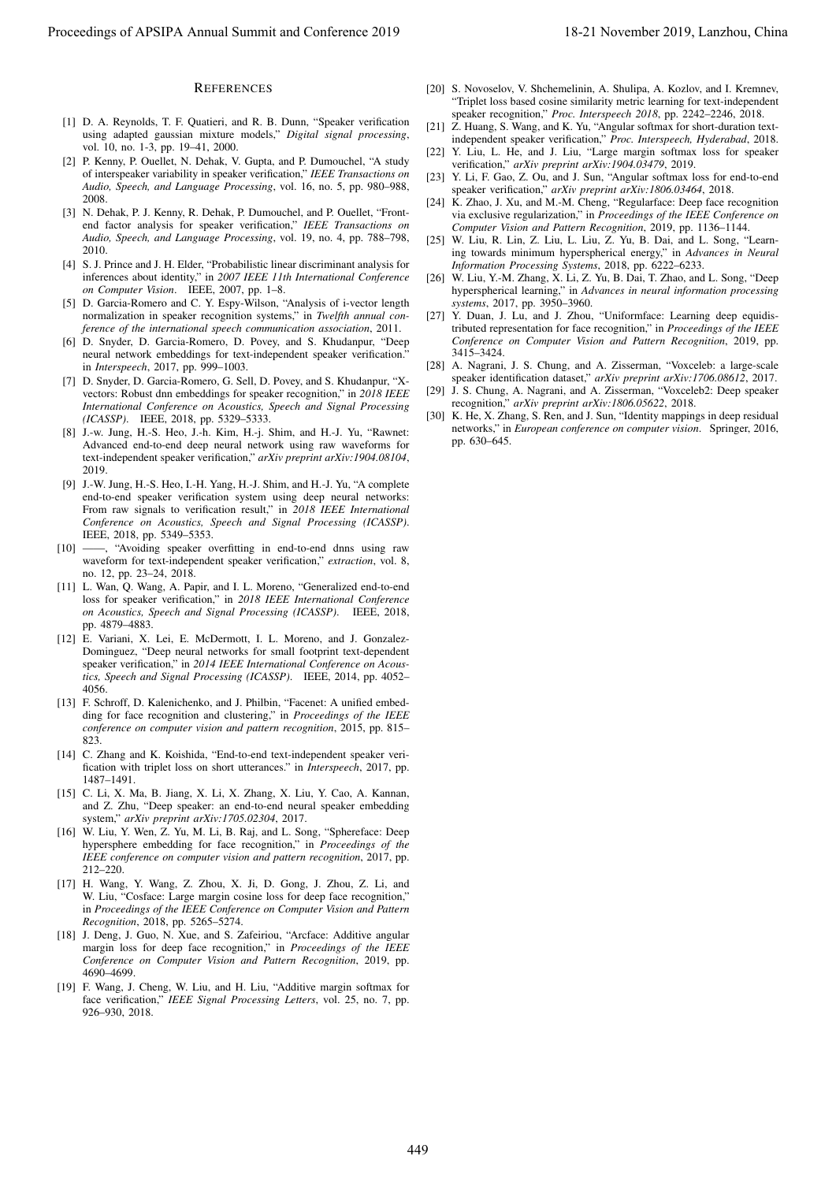# REFERENCES

[1] D. A. Reynolds, T. F. Quatieri, and R. B. Dunn, "Speaker verification using adapted gaussian mixture models," *Digital signal processing*, vol. 10, no. 1-3, pp. 19–41, 2000.

[2] P. Kenny, P. Ouellet, N. Dehak, V. Gupta, and P. Dumouchel, "A study of interspeaker variability in speaker verification," *IEEE Transactions on Audio, Speech, and Language Processing*, vol. 16, no. 5, pp. 980–988, 2008.

[3] N. Dehak, P. J. Kenny, R. Dehak, P. Dumouchel, and P. Ouellet, "Front-end factor analysis for speaker verification," *IEEE Transactions on Audio, Speech, and Language Processing*, vol. 19, no. 4, pp. 788–798, 2010.

[4] S. J. Prince and J. H. Elder, "Probabilistic linear discriminant analysis for inferences about identity," in *2007 IEEE 11th International Conference on Computer Vision*. IEEE, 2007, pp. 1–8.

[5] D. Garcia-Romero and C. Y. Espy-Wilson, "Analysis of i-vector length normalization in speaker recognition systems," in *Twelfth annual conference of the international speech communication association*, 2011.

[6] D. Snyder, D. Garcia-Romero, D. Povey, and S. Khudanpur, "Deep neural network embeddings for text-independent speaker verification." in *Interspeech*, 2017, pp. 999–1003.

[7] D. Snyder, D. Garcia-Romero, G. Sell, D. Povey, and S. Khudanpur, "X-vectors: Robust dnn embeddings for speaker recognition," in *2018 IEEE International Conference on Acoustics, Speech and Signal Processing (ICASSP)*. IEEE, 2018, pp. 5329–5333.

[8] J.-w. Jung, H.-S. Heo, J.-h. Kim, H.-j. Shim, and H.-J. Yu, "Rawnet: Advanced end-to-end deep neural network using raw waveforms for text-independent speaker verification," *arXiv preprint arXiv:1904.08104*, 2019.

[9] J.-W. Jung, H.-S. Heo, I.-H. Yang, H.-J. Shim, and H.-J. Yu, "A complete end-to-end speaker verification system using deep neural networks: From raw signals to verification result," in *2018 IEEE International Conference on Acoustics, Speech and Signal Processing (ICASSP)*. IEEE, 2018, pp. 5349–5353.

[10] ——, "Avoiding speaker overfitting in end-to-end dnns using raw waveform for text-independent speaker verification," *extraction*, vol. 8, no. 12, pp. 23–24, 2018.

[11] L. Wan, Q. Wang, A. Papir, and I. L. Moreno, "Generalized end-to-end loss for speaker verification," in *2018 IEEE International Conference on Acoustics, Speech and Signal Processing (ICASSP)*. IEEE, 2018, pp. 4879–4883.

[12] E. Variani, X. Lei, E. McDermott, I. L. Moreno, and J. Gonzalez-Dominguez, "Deep neural networks for small footprint text-dependent speaker verification," in *2014 IEEE International Conference on Acoustics, Speech and Signal Processing (ICASSP)*. IEEE, 2014, pp. 4052–4056.

[13] F. Schroff, D. Kalenichenko, and J. Philbin, "Facenet: A unified embedding for face recognition and clustering," in *Proceedings of the IEEE conference on computer vision and pattern recognition*, 2015, pp. 815–823.

[14] C. Zhang and K. Koishida, "End-to-end text-independent speaker verification with triplet loss on short utterances." in *Interspeech*, 2017, pp. 1487–1491.

[15] C. Li, X. Ma, B. Jiang, X. Li, X. Zhang, X. Liu, Y. Cao, A. Kannan, and Z. Zhu, "Deep speaker: an end-to-end neural speaker embedding system," *arXiv preprint arXiv:1705.02304*, 2017.

[16] W. Liu, Y. Wen, Z. Yu, M. Li, B. Raj, and L. Song, "Sphereface: Deep hypersphere embedding for face recognition," in *Proceedings of the IEEE conference on computer vision and pattern recognition*, 2017, pp. 212–220.

[17] H. Wang, Y. Wang, Z. Zhou, X. Ji, D. Gong, J. Zhou, Z. Li, and W. Liu, "Cosface: Large margin cosine loss for deep face recognition," in *Proceedings of the IEEE Conference on Computer Vision and Pattern Recognition*, 2018, pp. 5265–5274.

[18] J. Deng, J. Guo, N. Xue, and S. Zafeiriou, "Arcface: Additive angular margin loss for deep face recognition," in *Proceedings of the IEEE Conference on Computer Vision and Pattern Recognition*, 2019, pp. 4690–4699.

[19] F. Wang, J. Cheng, W. Liu, and H. Liu, "Additive margin softmax for face verification," *IEEE Signal Processing Letters*, vol. 25, no. 7, pp. 926–930, 2018.

[20] S. Novoselov, V. Shchemelinin, A. Shulipa, A. Kozlov, and I. Kremnev, "Triplet loss based cosine similarity metric learning for text-independent speaker recognition," *Proc. Interspeech 2018*, pp. 2242–2246, 2018.

[21] Z. Huang, S. Wang, and K. Yu, "Angular softmax for short-duration text-independent speaker verification," *Proc. Interspeech, Hyderabad*, 2018.

[22] Y. Liu, L. He, and J. Liu, "Large margin softmax loss for speaker verification," *arXiv preprint arXiv:1904.03479*, 2019.

[23] Y. Li, F. Gao, Z. Ou, and J. Sun, "Angular softmax loss for end-to-end speaker verification," *arXiv preprint arXiv:1806.03464*, 2018.

[24] K. Zhao, J. Xu, and M.-M. Cheng, "Regularface: Deep face recognition via exclusive regularization," in *Proceedings of the IEEE Conference on Computer Vision and Pattern Recognition*, 2019, pp. 1136–1144.

[25] W. Liu, R. Lin, Z. Liu, L. Liu, Z. Yu, B. Dai, and L. Song, "Learning towards minimum hyperspherical energy," in *Advances in Neural Information Processing Systems*, 2018, pp. 6222–6233.

[26] W. Liu, Y.-M. Zhang, X. Li, Z. Yu, B. Dai, T. Zhao, and L. Song, "Deep hyperspherical learning," in *Advances in neural information processing systems*, 2017, pp. 3950–3960.

[27] Y. Duan, J. Lu, and J. Zhou, "Uniformface: Learning deep equidistributed representation for face recognition," in *Proceedings of the IEEE Conference on Computer Vision and Pattern Recognition*, 2019, pp. 3415–3424.

[28] A. Nagrani, J. S. Chung, and A. Zisserman, "Voxceleb: a large-scale speaker identification dataset," *arXiv preprint arXiv:1706.08612*, 2017.

[29] J. S. Chung, A. Nagrani, and A. Zisserman, "Voxceleb2: Deep speaker recognition," *arXiv preprint arXiv:1806.05622*, 2018.

[30] K. He, X. Zhang, S. Ren, and J. Sun, "Identity mappings in deep residual networks," in *European conference on computer vision*. Springer, 2016, pp. 630–645.